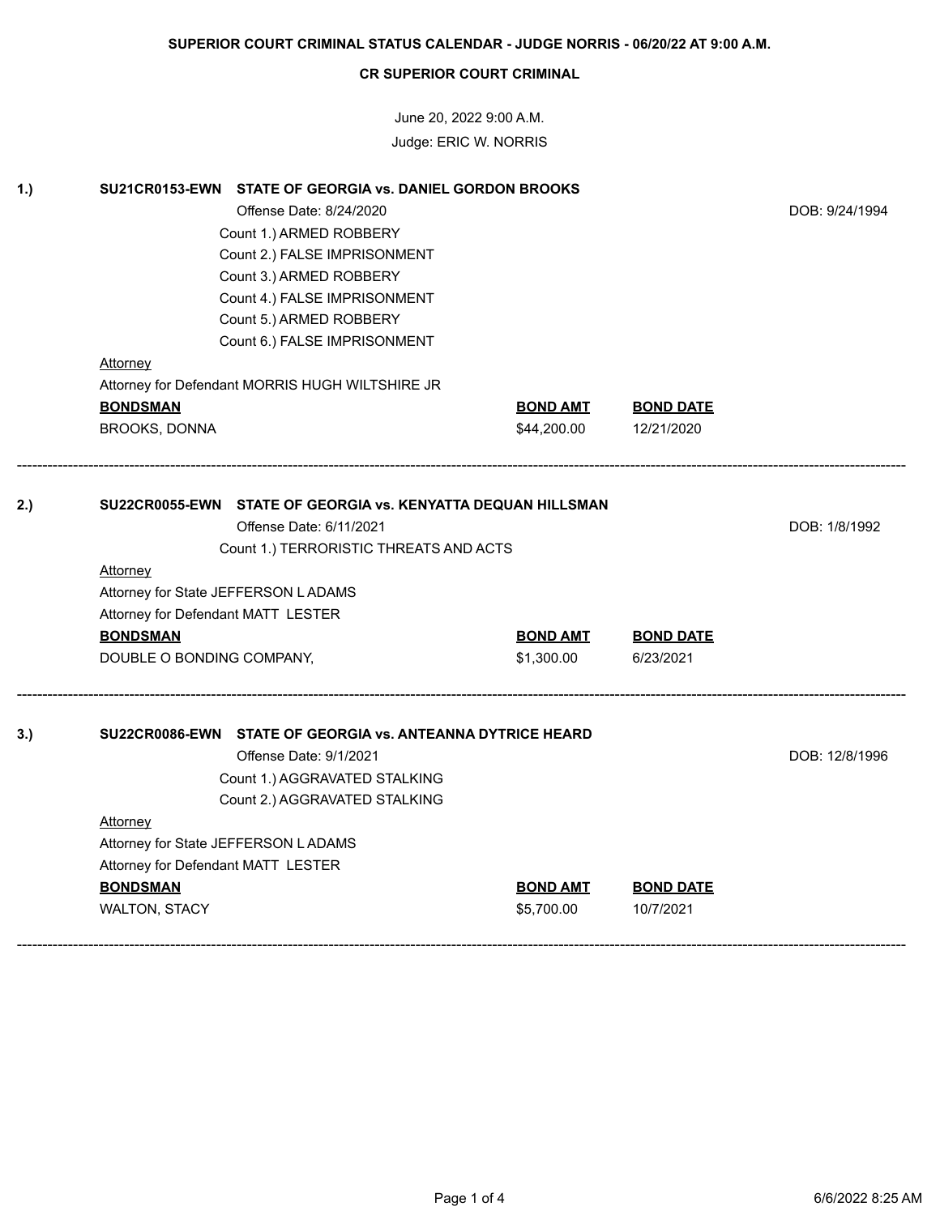**SUPERIOR COURT CRIMINAL STATUS CALENDAR - JUDGE NORRIS - 06/20/22 AT 9:00 A.M.**

**CR SUPERIOR COURT CRIMINAL**

June 20, 2022 9:00 A.M.

Judge: ERIC W. NORRIS

---

**1.) SU21CR0153-EWN STATE OF GEORGIA vs. DANIEL GORDON BROOKS**

Offense Date: 8/24/2020 — DOB: 9/24/1994

Count 1.) ARMED ROBBERY
Count 2.) FALSE IMPRISONMENT
Count 3.) ARMED ROBBERY
Count 4.) FALSE IMPRISONMENT
Count 5.) ARMED ROBBERY
Count 6.) FALSE IMPRISONMENT

Attorney

Attorney for Defendant MORRIS HUGH WILTSHIRE JR

| BONDSMAN | BOND AMT | BOND DATE |
|---|---|---|
| BROOKS, DONNA | $44,200.00 | 12/21/2020 |

---

**2.) SU22CR0055-EWN STATE OF GEORGIA vs. KENYATTA DEQUAN HILLSMAN**

Offense Date: 6/11/2021 — DOB: 1/8/1992

Count 1.) TERRORISTIC THREATS AND ACTS

Attorney

Attorney for State JEFFERSON L ADAMS
Attorney for Defendant MATT LESTER

| BONDSMAN | BOND AMT | BOND DATE |
|---|---|---|
| DOUBLE O BONDING COMPANY, | $1,300.00 | 6/23/2021 |

---

**3.) SU22CR0086-EWN STATE OF GEORGIA vs. ANTEANNA DYTRICE HEARD**

Offense Date: 9/1/2021 — DOB: 12/8/1996

Count 1.) AGGRAVATED STALKING
Count 2.) AGGRAVATED STALKING

Attorney

Attorney for State JEFFERSON L ADAMS
Attorney for Defendant MATT LESTER

| BONDSMAN | BOND AMT | BOND DATE |
|---|---|---|
| WALTON, STACY | $5,700.00 | 10/7/2021 |

---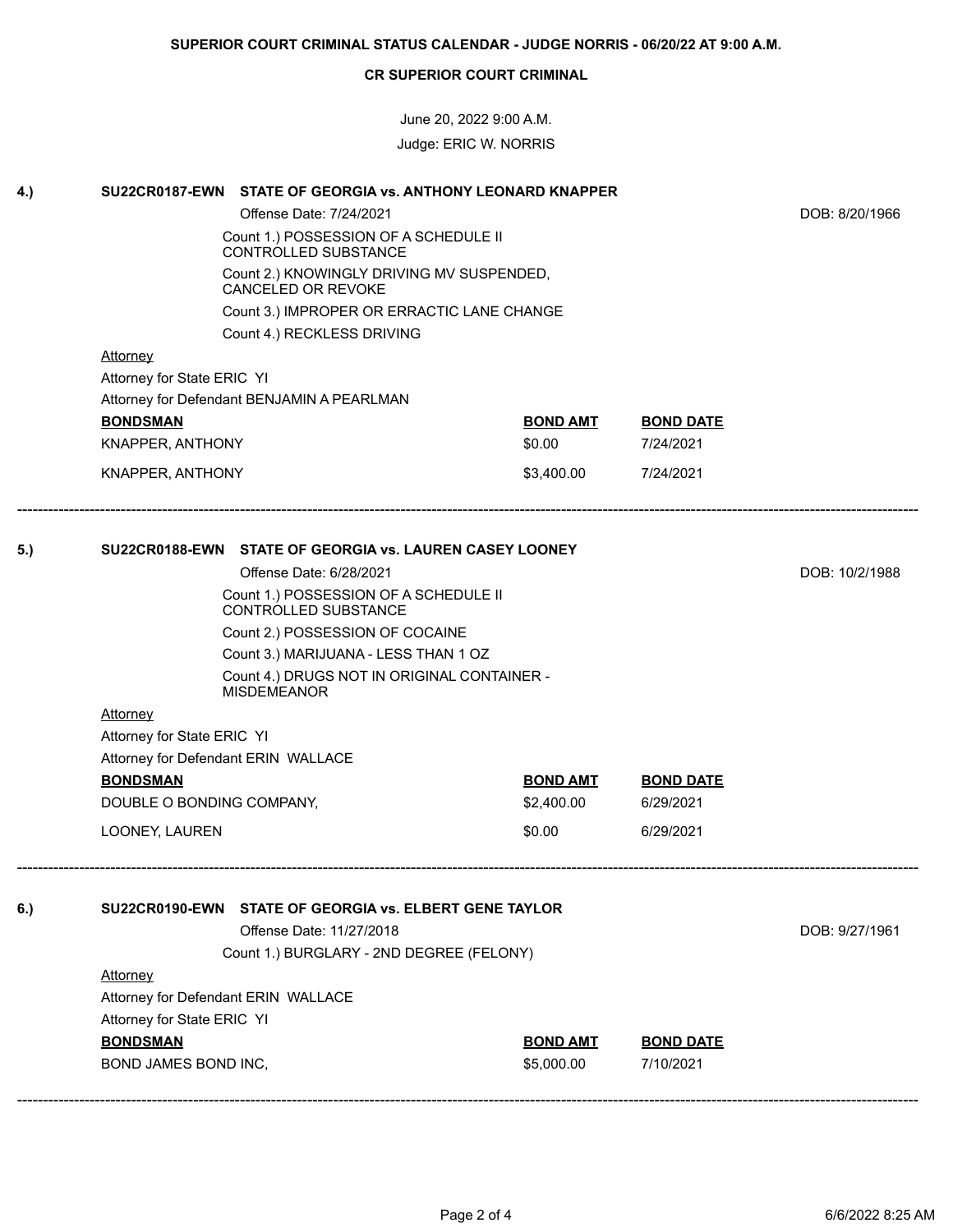**SUPERIOR COURT CRIMINAL STATUS CALENDAR - JUDGE NORRIS - 06/20/22 AT 9:00 A.M.**

**CR SUPERIOR COURT CRIMINAL**

June 20, 2022 9:00 A.M.

Judge: ERIC W. NORRIS

---

**4.) SU22CR0187-EWN STATE OF GEORGIA vs. ANTHONY LEONARD KNAPPER**

Offense Date: 7/24/2021 — DOB: 8/20/1966

Count 1.) POSSESSION OF A SCHEDULE II CONTROLLED SUBSTANCE

Count 2.) KNOWINGLY DRIVING MV SUSPENDED, CANCELED OR REVOKE

Count 3.) IMPROPER OR ERRACTIC LANE CHANGE

Count 4.) RECKLESS DRIVING

Attorney

Attorney for State ERIC YI

Attorney for Defendant BENJAMIN A PEARLMAN

| BONDSMAN | BOND AMT | BOND DATE |
|---|---|---|
| KNAPPER, ANTHONY | $0.00 | 7/24/2021 |
| KNAPPER, ANTHONY | $3,400.00 | 7/24/2021 |

---

**5.) SU22CR0188-EWN STATE OF GEORGIA vs. LAUREN CASEY LOONEY**

Offense Date: 6/28/2021 — DOB: 10/2/1988

Count 1.) POSSESSION OF A SCHEDULE II CONTROLLED SUBSTANCE

Count 2.) POSSESSION OF COCAINE

Count 3.) MARIJUANA - LESS THAN 1 OZ

Count 4.) DRUGS NOT IN ORIGINAL CONTAINER - MISDEMEANOR

Attorney

Attorney for State ERIC YI

Attorney for Defendant ERIN WALLACE

| BONDSMAN | BOND AMT | BOND DATE |
|---|---|---|
| DOUBLE O BONDING COMPANY, | $2,400.00 | 6/29/2021 |
| LOONEY, LAUREN | $0.00 | 6/29/2021 |

---

**6.) SU22CR0190-EWN STATE OF GEORGIA vs. ELBERT GENE TAYLOR**

Offense Date: 11/27/2018 — DOB: 9/27/1961

Count 1.) BURGLARY - 2ND DEGREE (FELONY)

Attorney

Attorney for Defendant ERIN WALLACE

Attorney for State ERIC YI

| BONDSMAN | BOND AMT | BOND DATE |
|---|---|---|
| BOND JAMES BOND INC, | $5,000.00 | 7/10/2021 |

---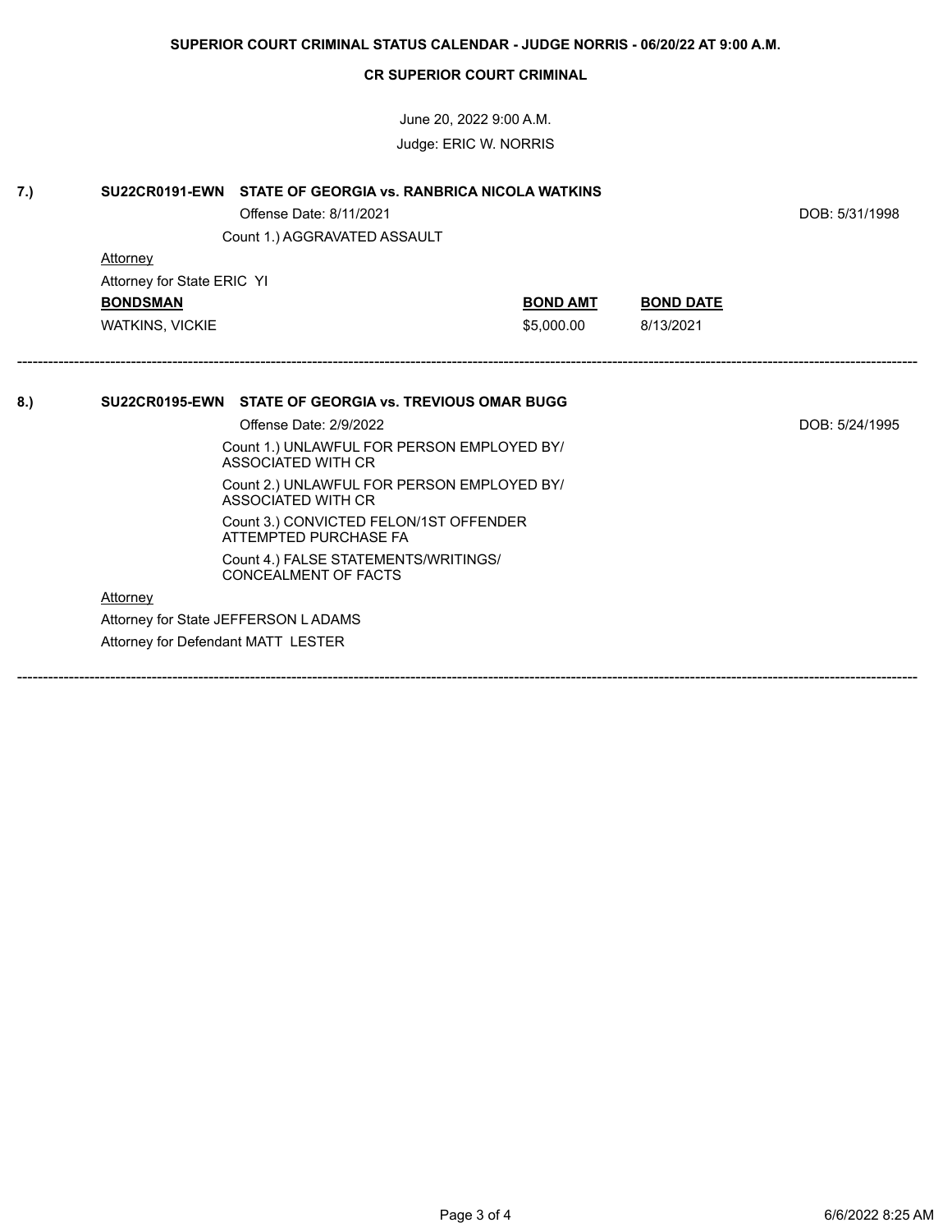**SUPERIOR COURT CRIMINAL STATUS CALENDAR - JUDGE NORRIS - 06/20/22 AT 9:00 A.M.**

**CR SUPERIOR COURT CRIMINAL**

June 20, 2022 9:00 A.M.

Judge: ERIC W. NORRIS

**7.) SU22CR0191-EWN STATE OF GEORGIA vs. RANBRICA NICOLA WATKINS**

Offense Date: 8/11/2021 — DOB: 5/31/1998

Count 1.) AGGRAVATED ASSAULT

Attorney

Attorney for State ERIC YI

| **BONDSMAN** | **BOND AMT** | **BOND DATE** |
|---|---|---|
| WATKINS, VICKIE | $5,000.00 | 8/13/2021 |

---

**8.) SU22CR0195-EWN STATE OF GEORGIA vs. TREVIOUS OMAR BUGG**

Offense Date: 2/9/2022 — DOB: 5/24/1995

Count 1.) UNLAWFUL FOR PERSON EMPLOYED BY/ ASSOCIATED WITH CR

Count 2.) UNLAWFUL FOR PERSON EMPLOYED BY/ ASSOCIATED WITH CR

Count 3.) CONVICTED FELON/1ST OFFENDER ATTEMPTED PURCHASE FA

Count 4.) FALSE STATEMENTS/WRITINGS/ CONCEALMENT OF FACTS

Attorney

Attorney for State JEFFERSON L ADAMS

Attorney for Defendant MATT LESTER

---

6/6/2022 8:25 AM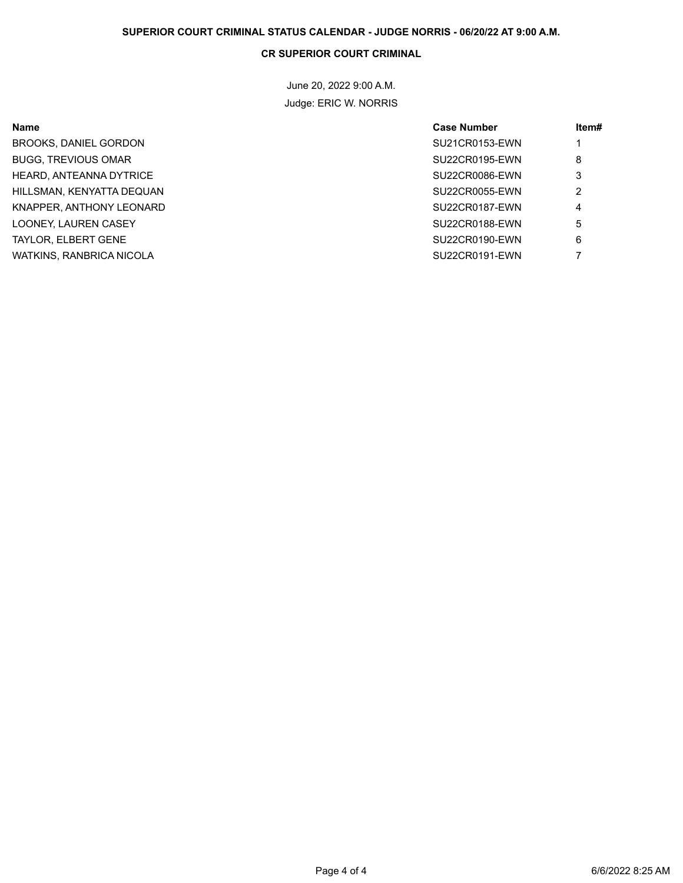**SUPERIOR COURT CRIMINAL STATUS CALENDAR - JUDGE NORRIS - 06/20/22 AT 9:00 A.M.**

**CR SUPERIOR COURT CRIMINAL**

June 20, 2022 9:00 A.M.

Judge: ERIC W. NORRIS

| Name | Case Number | Item# |
| --- | --- | --- |
| BROOKS, DANIEL GORDON | SU21CR0153-EWN | 1 |
| BUGG, TREVIOUS OMAR | SU22CR0195-EWN | 8 |
| HEARD, ANTEANNA DYTRICE | SU22CR0086-EWN | 3 |
| HILLSMAN, KENYATTA DEQUAN | SU22CR0055-EWN | 2 |
| KNAPPER, ANTHONY LEONARD | SU22CR0187-EWN | 4 |
| LOONEY, LAUREN CASEY | SU22CR0188-EWN | 5 |
| TAYLOR, ELBERT GENE | SU22CR0190-EWN | 6 |
| WATKINS, RANBRICA NICOLA | SU22CR0191-EWN | 7 |

6/6/2022 8:25 AM